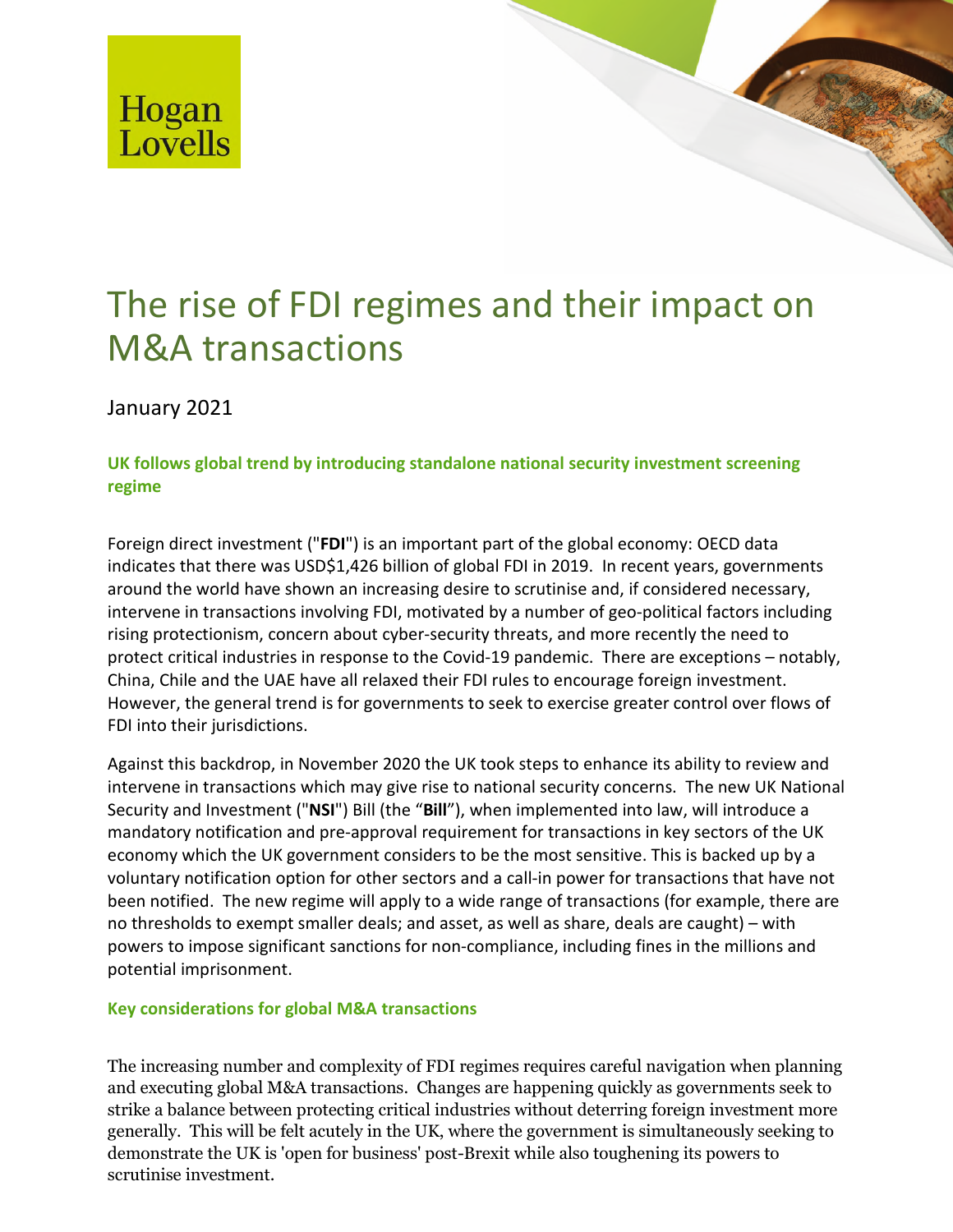Hogan Lovells

# The rise of FDI regimes and their impact on M&A transactions

January 2021

### UK follows global trend by introducing standalone national security investment screening regime

Foreign direct investment ("**FDI**") is an important part of the global economy: OECD data indicates that there was USD$1,426 billion of global FDI in 2019. In recent years, governments around the world have shown an increasing desire to scrutinise and, if considered necessary, intervene in transactions involving FDI, motivated by a number of geo-political factors including rising protectionism, concern about cyber-security threats, and more recently the need to protect critical industries in response to the Covid-19 pandemic. There are exceptions – notably, China, Chile and the UAE have all relaxed their FDI rules to encourage foreign investment. However, the general trend is for governments to seek to exercise greater control over flows of FDI into their jurisdictions.

Against this backdrop, in November 2020 the UK took steps to enhance its ability to review and intervene in transactions which may give rise to national security concerns. The new UK National Security and Investment ("**NSI**") Bill (the "**Bill**"), when implemented into law, will introduce a mandatory notification and pre-approval requirement for transactions in key sectors of the UK economy which the UK government considers to be the most sensitive. This is backed up by a voluntary notification option for other sectors and a call-in power for transactions that have not been notified. The new regime will apply to a wide range of transactions (for example, there are no thresholds to exempt smaller deals; and asset, as well as share, deals are caught) – with powers to impose significant sanctions for non-compliance, including fines in the millions and potential imprisonment.

### Key considerations for global M&A transactions

The increasing number and complexity of FDI regimes requires careful navigation when planning and executing global M&A transactions. Changes are happening quickly as governments seek to strike a balance between protecting critical industries without deterring foreign investment more generally. This will be felt acutely in the UK, where the government is simultaneously seeking to demonstrate the UK is 'open for business' post-Brexit while also toughening its powers to scrutinise investment.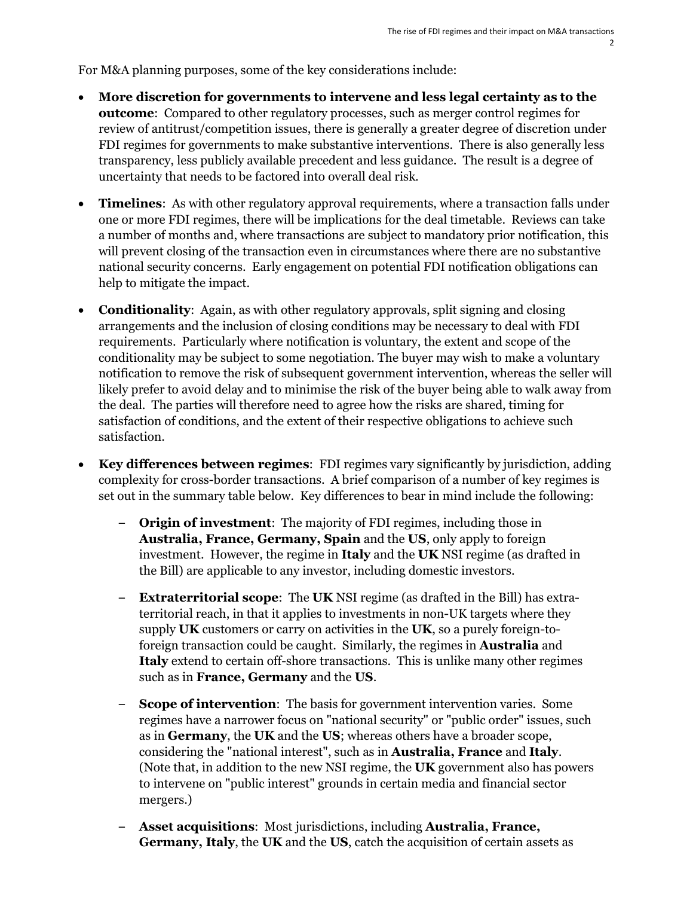For M&A planning purposes, some of the key considerations include:

- **More discretion for governments to intervene and less legal certainty as to the outcome**: Compared to other regulatory processes, such as merger control regimes for review of antitrust/competition issues, there is generally a greater degree of discretion under FDI regimes for governments to make substantive interventions. There is also generally less transparency, less publicly available precedent and less guidance. The result is a degree of uncertainty that needs to be factored into overall deal risk.

- **Timelines**: As with other regulatory approval requirements, where a transaction falls under one or more FDI regimes, there will be implications for the deal timetable. Reviews can take a number of months and, where transactions are subject to mandatory prior notification, this will prevent closing of the transaction even in circumstances where there are no substantive national security concerns. Early engagement on potential FDI notification obligations can help to mitigate the impact.

- **Conditionality**: Again, as with other regulatory approvals, split signing and closing arrangements and the inclusion of closing conditions may be necessary to deal with FDI requirements. Particularly where notification is voluntary, the extent and scope of the conditionality may be subject to some negotiation. The buyer may wish to make a voluntary notification to remove the risk of subsequent government intervention, whereas the seller will likely prefer to avoid delay and to minimise the risk of the buyer being able to walk away from the deal. The parties will therefore need to agree how the risks are shared, timing for satisfaction of conditions, and the extent of their respective obligations to achieve such satisfaction.

- **Key differences between regimes**: FDI regimes vary significantly by jurisdiction, adding complexity for cross-border transactions. A brief comparison of a number of key regimes is set out in the summary table below. Key differences to bear in mind include the following:

  - **Origin of investment**: The majority of FDI regimes, including those in **Australia, France, Germany, Spain** and the **US**, only apply to foreign investment. However, the regime in **Italy** and the **UK** NSI regime (as drafted in the Bill) are applicable to any investor, including domestic investors.

  - **Extraterritorial scope**: The **UK** NSI regime (as drafted in the Bill) has extra-territorial reach, in that it applies to investments in non-UK targets where they supply **UK** customers or carry on activities in the **UK**, so a purely foreign-to-foreign transaction could be caught. Similarly, the regimes in **Australia** and **Italy** extend to certain off-shore transactions. This is unlike many other regimes such as in **France, Germany** and the **US**.

  - **Scope of intervention**: The basis for government intervention varies. Some regimes have a narrower focus on "national security" or "public order" issues, such as in **Germany**, the **UK** and the **US**; whereas others have a broader scope, considering the "national interest", such as in **Australia, France** and **Italy**. (Note that, in addition to the new NSI regime, the **UK** government also has powers to intervene on "public interest" grounds in certain media and financial sector mergers.)

  - **Asset acquisitions**: Most jurisdictions, including **Australia, France, Germany, Italy**, the **UK** and the **US**, catch the acquisition of certain assets as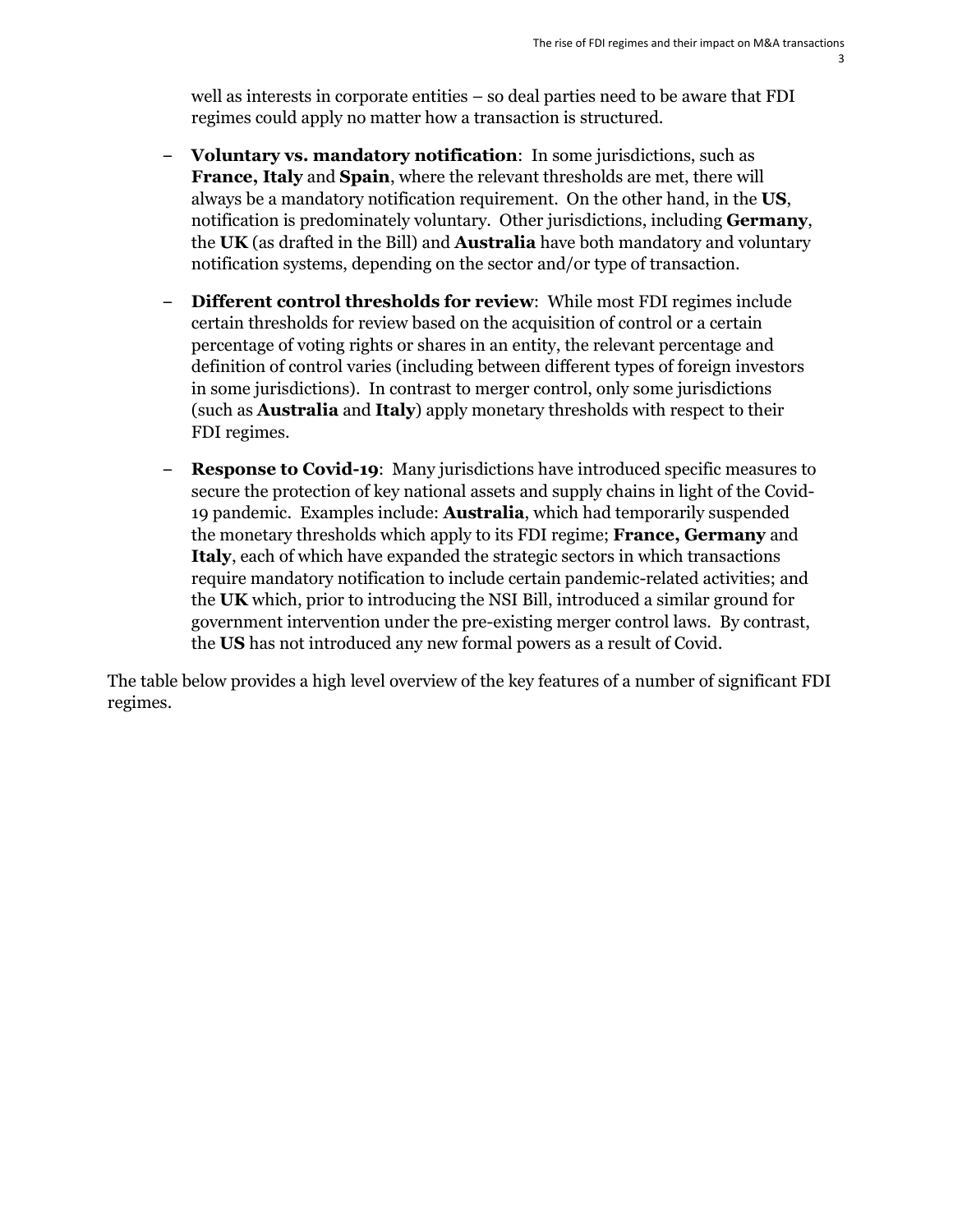well as interests in corporate entities – so deal parties need to be aware that FDI regimes could apply no matter how a transaction is structured.

- **Voluntary vs. mandatory notification**: In some jurisdictions, such as **France, Italy** and **Spain**, where the relevant thresholds are met, there will always be a mandatory notification requirement. On the other hand, in the **US**, notification is predominately voluntary. Other jurisdictions, including **Germany**, the **UK** (as drafted in the Bill) and **Australia** have both mandatory and voluntary notification systems, depending on the sector and/or type of transaction.

- **Different control thresholds for review**: While most FDI regimes include certain thresholds for review based on the acquisition of control or a certain percentage of voting rights or shares in an entity, the relevant percentage and definition of control varies (including between different types of foreign investors in some jurisdictions). In contrast to merger control, only some jurisdictions (such as **Australia** and **Italy**) apply monetary thresholds with respect to their FDI regimes.

- **Response to Covid-19**: Many jurisdictions have introduced specific measures to secure the protection of key national assets and supply chains in light of the Covid-19 pandemic. Examples include: **Australia**, which had temporarily suspended the monetary thresholds which apply to its FDI regime; **France, Germany** and **Italy**, each of which have expanded the strategic sectors in which transactions require mandatory notification to include certain pandemic-related activities; and the **UK** which, prior to introducing the NSI Bill, introduced a similar ground for government intervention under the pre-existing merger control laws. By contrast, the **US** has not introduced any new formal powers as a result of Covid.

The table below provides a high level overview of the key features of a number of significant FDI regimes.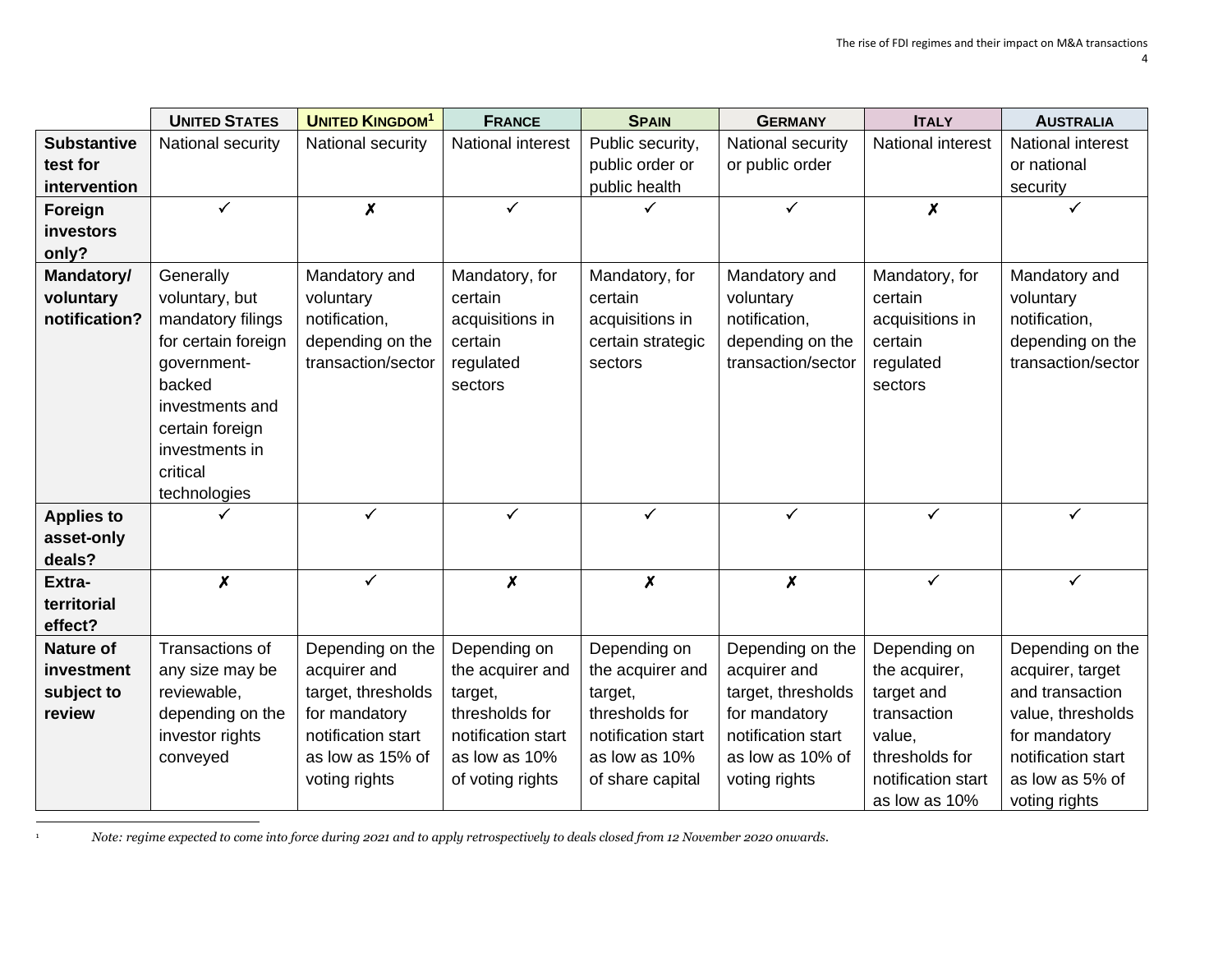| | UNITED STATES | UNITED KINGDOM[1] | FRANCE | SPAIN | GERMANY | ITALY | AUSTRALIA |
|---|---|---|---|---|---|---|---|
| **Substantive test for intervention** | National security | National security | National interest | Public security, public order or public health | National security or public order | National interest | National interest or national security |
| **Foreign investors only?** | ✓ | ✗ | ✓ | ✓ | ✓ | ✗ | ✓ |
| **Mandatory/ voluntary notification?** | Generally voluntary, but mandatory filings for certain foreign government-backed investments and certain foreign investments in critical technologies | Mandatory and voluntary notification, depending on the transaction/sector | Mandatory, for certain acquisitions in certain regulated sectors | Mandatory, for certain acquisitions in certain strategic sectors | Mandatory and voluntary notification, depending on the transaction/sector | Mandatory, for certain acquisitions in certain regulated sectors | Mandatory and voluntary notification, depending on the transaction/sector |
| **Applies to asset-only deals?** | ✓ | ✓ | ✓ | ✓ | ✓ | ✓ | ✓ |
| **Extra-territorial effect?** | ✗ | ✓ | ✗ | ✗ | ✗ | ✓ | ✓ |
| **Nature of investment subject to review** | Transactions of any size may be reviewable, depending on the investor rights conveyed | Depending on the acquirer and target, thresholds for mandatory notification start as low as 15% of voting rights | Depending on the acquirer and target, thresholds for notification start as low as 10% of voting rights | Depending on the acquirer and target, thresholds for notification start as low as 10% of share capital | Depending on the acquirer and target, thresholds for mandatory notification start as low as 10% of voting rights | Depending on the acquirer, target and transaction value, thresholds for notification start as low as 10% | Depending on the acquirer, target and transaction value, thresholds for mandatory notification start as low as 5% of voting rights |

[1] *Note: regime expected to come into force during 2021 and to apply retrospectively to deals closed from 12 November 2020 onwards.*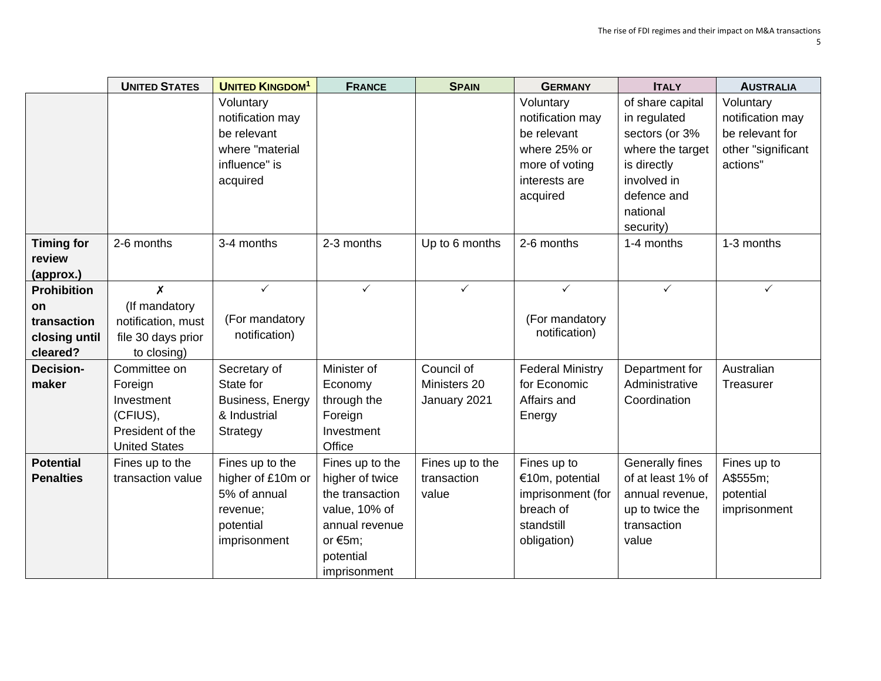| | UNITED STATES | UNITED KINGDOM[1] | FRANCE | SPAIN | GERMANY | ITALY | AUSTRALIA |
|---|---|---|---|---|---|---|---|
| | | Voluntary notification may be relevant where "material influence" is acquired | | | Voluntary notification may be relevant where 25% or more of voting interests are acquired | of share capital in regulated sectors (or 3% where the target is directly involved in defence and national security) | Voluntary notification may be relevant for other "significant actions" |
| **Timing for review (approx.)** | 2-6 months | 3-4 months | 2-3 months | Up to 6 months | 2-6 months | 1-4 months | 1-3 months |
| **Prohibition on transaction closing until cleared?** | ✗ (If mandatory notification, must file 30 days prior to closing) | ✓ (For mandatory notification) | ✓ | ✓ | ✓ (For mandatory notification) | ✓ | ✓ |
| **Decision-maker** | Committee on Foreign Investment (CFIUS), President of the United States | Secretary of State for Business, Energy & Industrial Strategy | Minister of Economy through the Foreign Investment Office | Council of Ministers 20 January 2021 | Federal Ministry for Economic Affairs and Energy | Department for Administrative Coordination | Australian Treasurer |
| **Potential Penalties** | Fines up to the transaction value | Fines up to the higher of £10m or 5% of annual revenue; potential imprisonment | Fines up to the higher of twice the transaction value, 10% of annual revenue or €5m; potential imprisonment | Fines up to the transaction value | Fines up to €10m, potential imprisonment (for breach of standstill obligation) | Generally fines of at least 1% of annual revenue, up to twice the transaction value | Fines up to A$555m; potential imprisonment |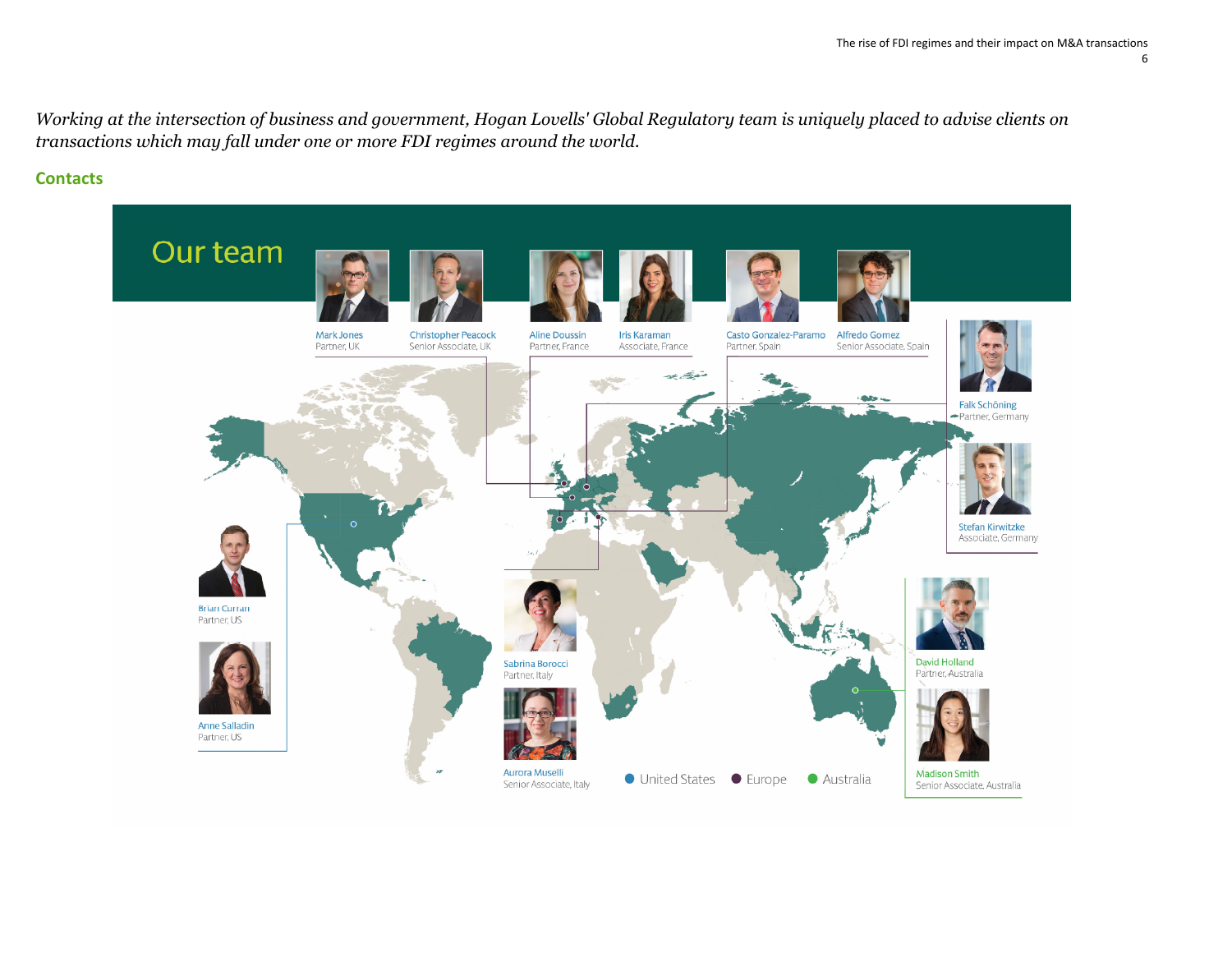*Working at the intersection of business and government, Hogan Lovells' Global Regulatory team is uniquely placed to advise clients on transactions which may fall under one or more FDI regimes around the world.*

## Contacts

# Our team

Mark Jones
Partner, UK

Christopher Peacock
Senior Associate, UK

Aline Doussin
Partner, France

Iris Karaman
Associate, France

Casto Gonzalez-Paramo
Partner, Spain

Alfredo Gomez
Senior Associate, Spain

Falk Schöning
Partner, Germany

Stefan Kirwitzke
Associate, Germany

Brian Curran
Partner, US

Anne Salladin
Partner, US

Sabrina Borocci
Partner, Italy

Aurora Muselli
Senior Associate, Italy

David Holland
Partner, Australia

Madison Smith
Senior Associate, Australia

United States · Europe · Australia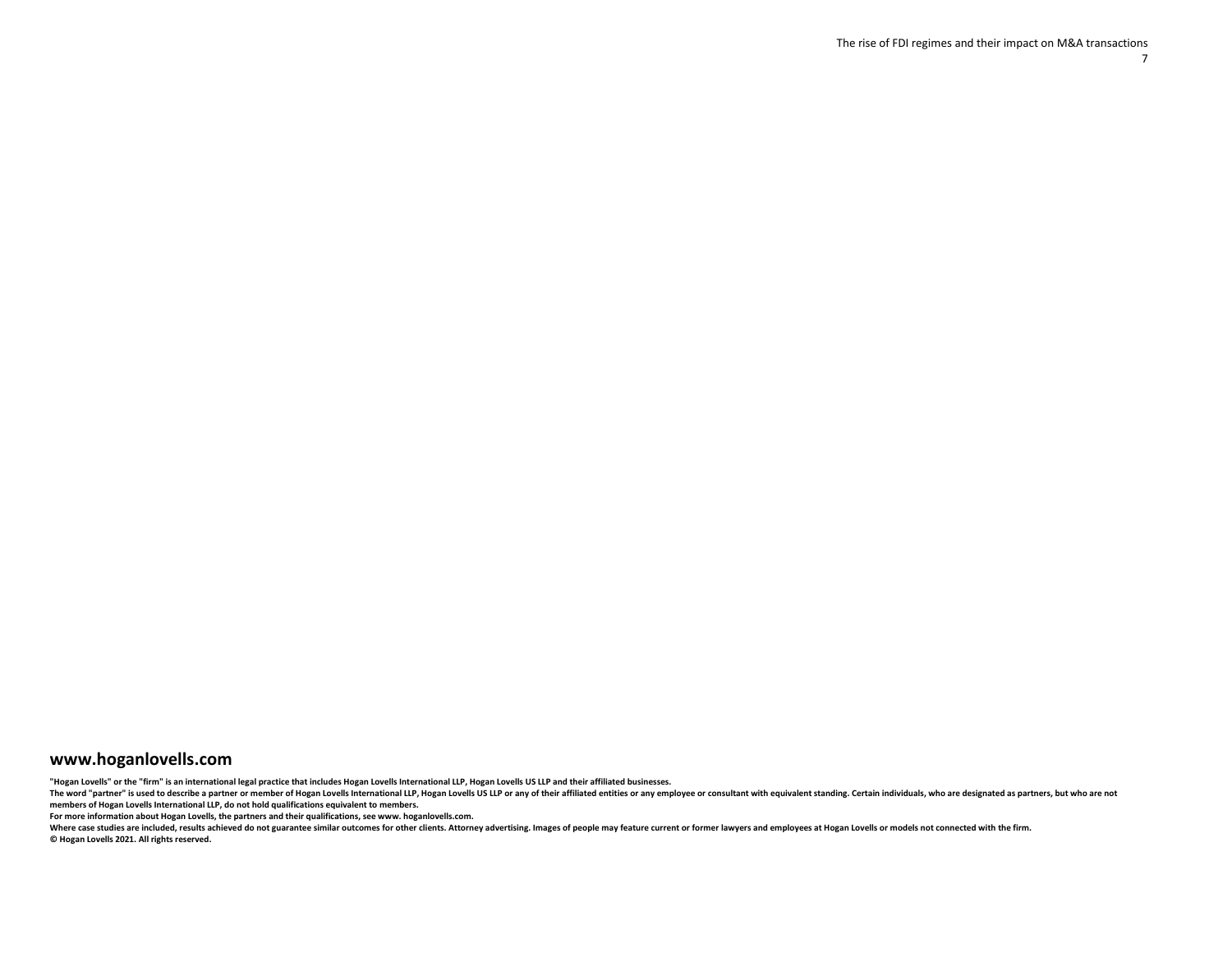**www.hoganlovells.com**

**"Hogan Lovells" or the "firm" is an international legal practice that includes Hogan Lovells International LLP, Hogan Lovells US LLP and their affiliated businesses.**

**The word "partner" is used to describe a partner or member of Hogan Lovells International LLP, Hogan Lovells US LLP or any of their affiliated entities or any employee or consultant with equivalent standing. Certain individuals, who are designated as partners, but who are not members of Hogan Lovells International LLP, do not hold qualifications equivalent to members.**

**For more information about Hogan Lovells, the partners and their qualifications, see www. hoganlovells.com.**

**Where case studies are included, results achieved do not guarantee similar outcomes for other clients. Attorney advertising. Images of people may feature current or former lawyers and employees at Hogan Lovells or models not connected with the firm.**

**© Hogan Lovells 2021. All rights reserved.**